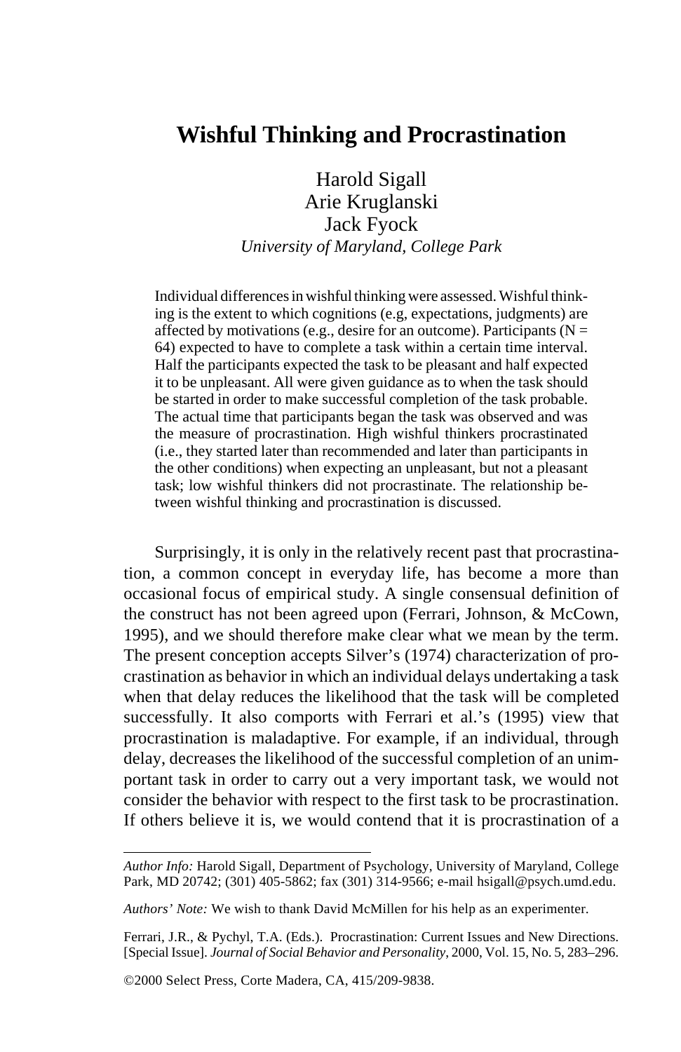# Wishful Thinking and Procrastination

Harold Sigall
Arie Kruglanski
Jack Fyock
*University of Maryland, College Park*

Individual differences in wishful thinking were assessed. Wishful thinking is the extent to which cognitions (e.g, expectations, judgments) are affected by motivations (e.g., desire for an outcome). Participants (N = 64) expected to have to complete a task within a certain time interval. Half the participants expected the task to be pleasant and half expected it to be unpleasant. All were given guidance as to when the task should be started in order to make successful completion of the task probable. The actual time that participants began the task was observed and was the measure of procrastination. High wishful thinkers procrastinated (i.e., they started later than recommended and later than participants in the other conditions) when expecting an unpleasant, but not a pleasant task; low wishful thinkers did not procrastinate. The relationship between wishful thinking and procrastination is discussed.

Surprisingly, it is only in the relatively recent past that procrastination, a common concept in everyday life, has become a more than occasional focus of empirical study. A single consensual definition of the construct has not been agreed upon (Ferrari, Johnson, & McCown, 1995), and we should therefore make clear what we mean by the term. The present conception accepts Silver's (1974) characterization of procrastination as behavior in which an individual delays undertaking a task when that delay reduces the likelihood that the task will be completed successfully. It also comports with Ferrari et al.'s (1995) view that procrastination is maladaptive. For example, if an individual, through delay, decreases the likelihood of the successful completion of an unimportant task in order to carry out a very important task, we would not consider the behavior with respect to the first task to be procrastination. If others believe it is, we would contend that it is procrastination of a

---

*Author Info:* Harold Sigall, Department of Psychology, University of Maryland, College Park, MD 20742; (301) 405-5862; fax (301) 314-9566; e-mail hsigall@psych.umd.edu.

*Authors' Note:* We wish to thank David McMillen for his help as an experimenter.

Ferrari, J.R., & Pychyl, T.A. (Eds.). Procrastination: Current Issues and New Directions. [Special Issue]. *Journal of Social Behavior and Personality*, 2000, Vol. 15, No. 5, 283–296.

©2000 Select Press, Corte Madera, CA, 415/209-9838.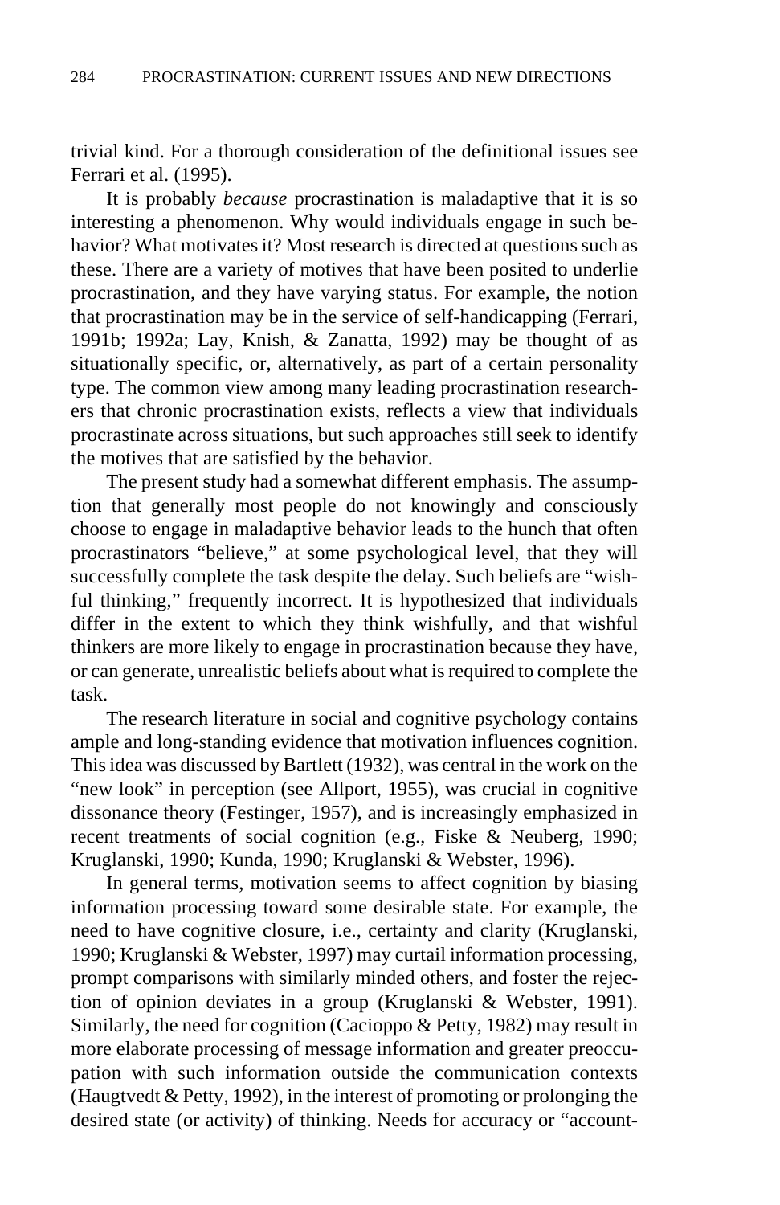trivial kind. For a thorough consideration of the definitional issues see Ferrari et al. (1995).

It is probably *because* procrastination is maladaptive that it is so interesting a phenomenon. Why would individuals engage in such behavior? What motivates it? Most research is directed at questions such as these. There are a variety of motives that have been posited to underlie procrastination, and they have varying status. For example, the notion that procrastination may be in the service of self-handicapping (Ferrari, 1991b; 1992a; Lay, Knish, & Zanatta, 1992) may be thought of as situationally specific, or, alternatively, as part of a certain personality type. The common view among many leading procrastination researchers that chronic procrastination exists, reflects a view that individuals procrastinate across situations, but such approaches still seek to identify the motives that are satisfied by the behavior.

The present study had a somewhat different emphasis. The assumption that generally most people do not knowingly and consciously choose to engage in maladaptive behavior leads to the hunch that often procrastinators "believe," at some psychological level, that they will successfully complete the task despite the delay. Such beliefs are "wishful thinking," frequently incorrect. It is hypothesized that individuals differ in the extent to which they think wishfully, and that wishful thinkers are more likely to engage in procrastination because they have, or can generate, unrealistic beliefs about what is required to complete the task.

The research literature in social and cognitive psychology contains ample and long-standing evidence that motivation influences cognition. This idea was discussed by Bartlett (1932), was central in the work on the "new look" in perception (see Allport, 1955), was crucial in cognitive dissonance theory (Festinger, 1957), and is increasingly emphasized in recent treatments of social cognition (e.g., Fiske & Neuberg, 1990; Kruglanski, 1990; Kunda, 1990; Kruglanski & Webster, 1996).

In general terms, motivation seems to affect cognition by biasing information processing toward some desirable state. For example, the need to have cognitive closure, i.e., certainty and clarity (Kruglanski, 1990; Kruglanski & Webster, 1997) may curtail information processing, prompt comparisons with similarly minded others, and foster the rejection of opinion deviates in a group (Kruglanski & Webster, 1991). Similarly, the need for cognition (Cacioppo & Petty, 1982) may result in more elaborate processing of message information and greater preoccupation with such information outside the communication contexts (Haugtvedt & Petty, 1992), in the interest of promoting or prolonging the desired state (or activity) of thinking. Needs for accuracy or "account-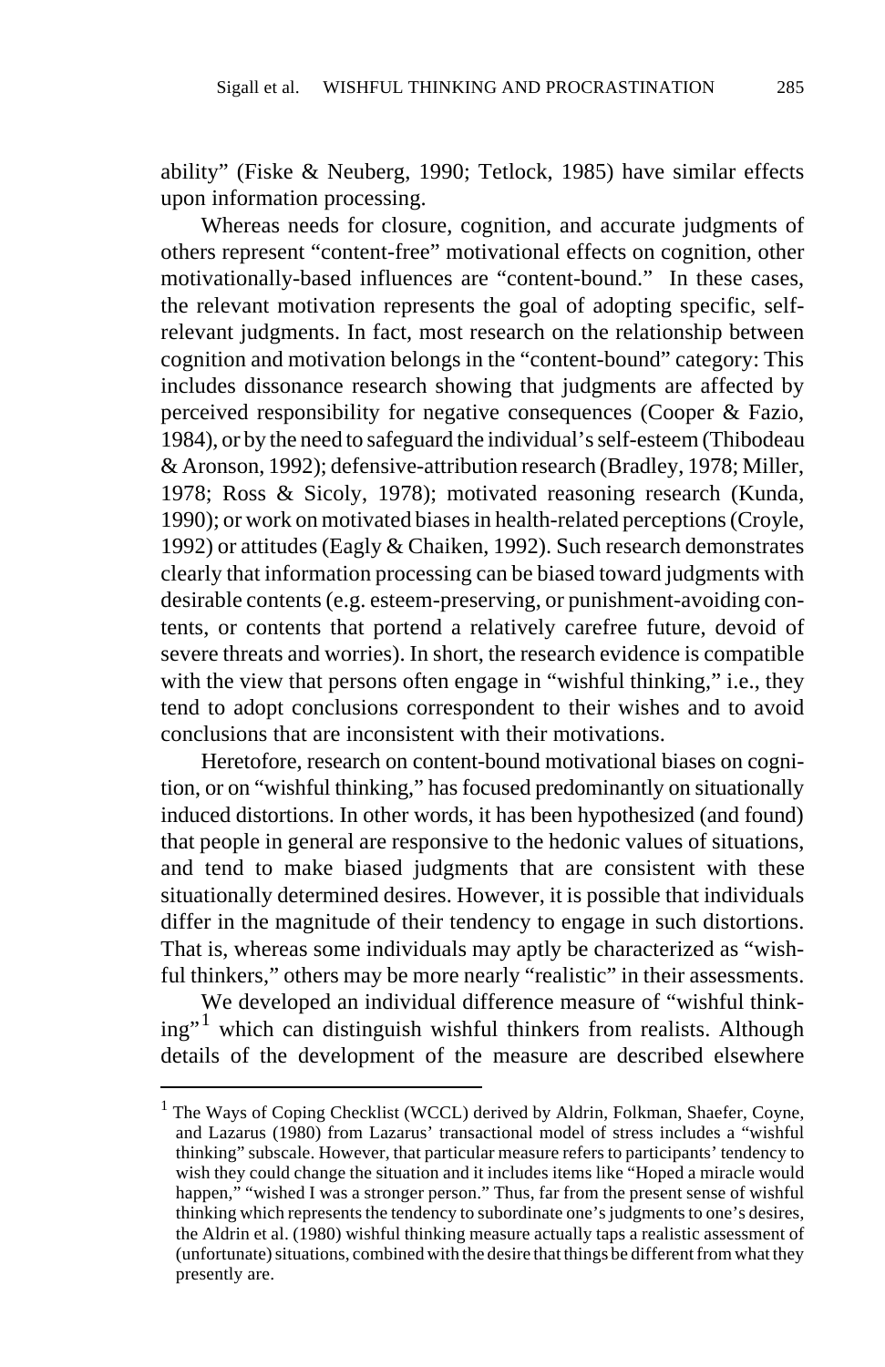ability" (Fiske & Neuberg, 1990; Tetlock, 1985) have similar effects upon information processing.

Whereas needs for closure, cognition, and accurate judgments of others represent "content-free" motivational effects on cognition, other motivationally-based influences are "content-bound." In these cases, the relevant motivation represents the goal of adopting specific, self-relevant judgments. In fact, most research on the relationship between cognition and motivation belongs in the "content-bound" category: This includes dissonance research showing that judgments are affected by perceived responsibility for negative consequences (Cooper & Fazio, 1984), or by the need to safeguard the individual's self-esteem (Thibodeau & Aronson, 1992); defensive-attribution research (Bradley, 1978; Miller, 1978; Ross & Sicoly, 1978); motivated reasoning research (Kunda, 1990); or work on motivated biases in health-related perceptions (Croyle, 1992) or attitudes (Eagly & Chaiken, 1992). Such research demonstrates clearly that information processing can be biased toward judgments with desirable contents (e.g. esteem-preserving, or punishment-avoiding contents, or contents that portend a relatively carefree future, devoid of severe threats and worries). In short, the research evidence is compatible with the view that persons often engage in "wishful thinking," i.e., they tend to adopt conclusions correspondent to their wishes and to avoid conclusions that are inconsistent with their motivations.

Heretofore, research on content-bound motivational biases on cognition, or on "wishful thinking," has focused predominantly on situationally induced distortions. In other words, it has been hypothesized (and found) that people in general are responsive to the hedonic values of situations, and tend to make biased judgments that are consistent with these situationally determined desires. However, it is possible that individuals differ in the magnitude of their tendency to engage in such distortions. That is, whereas some individuals may aptly be characterized as "wishful thinkers," others may be more nearly "realistic" in their assessments.

We developed an individual difference measure of "wishful thinking"[1] which can distinguish wishful thinkers from realists. Although details of the development of the measure are described elsewhere

[1] The Ways of Coping Checklist (WCCL) derived by Aldrin, Folkman, Shaefer, Coyne, and Lazarus (1980) from Lazarus' transactional model of stress includes a "wishful thinking" subscale. However, that particular measure refers to participants' tendency to wish they could change the situation and it includes items like "Hoped a miracle would happen," "wished I was a stronger person." Thus, far from the present sense of wishful thinking which represents the tendency to subordinate one's judgments to one's desires, the Aldrin et al. (1980) wishful thinking measure actually taps a realistic assessment of (unfortunate) situations, combined with the desire that things be different from what they presently are.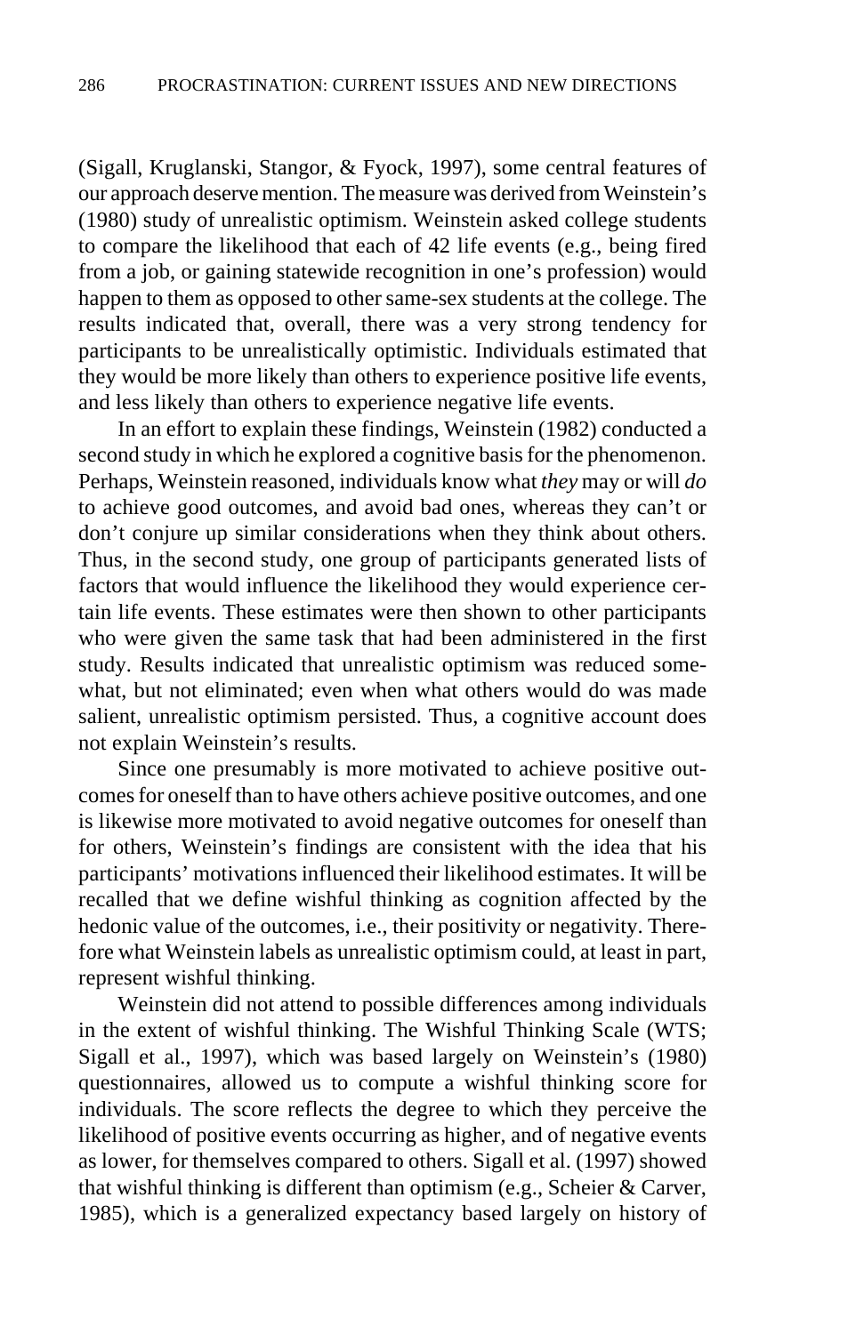(Sigall, Kruglanski, Stangor, & Fyock, 1997), some central features of our approach deserve mention. The measure was derived from Weinstein's (1980) study of unrealistic optimism. Weinstein asked college students to compare the likelihood that each of 42 life events (e.g., being fired from a job, or gaining statewide recognition in one's profession) would happen to them as opposed to other same-sex students at the college. The results indicated that, overall, there was a very strong tendency for participants to be unrealistically optimistic. Individuals estimated that they would be more likely than others to experience positive life events, and less likely than others to experience negative life events.

In an effort to explain these findings, Weinstein (1982) conducted a second study in which he explored a cognitive basis for the phenomenon. Perhaps, Weinstein reasoned, individuals know what *they* may or will *do* to achieve good outcomes, and avoid bad ones, whereas they can't or don't conjure up similar considerations when they think about others. Thus, in the second study, one group of participants generated lists of factors that would influence the likelihood they would experience certain life events. These estimates were then shown to other participants who were given the same task that had been administered in the first study. Results indicated that unrealistic optimism was reduced somewhat, but not eliminated; even when what others would do was made salient, unrealistic optimism persisted. Thus, a cognitive account does not explain Weinstein's results.

Since one presumably is more motivated to achieve positive outcomes for oneself than to have others achieve positive outcomes, and one is likewise more motivated to avoid negative outcomes for oneself than for others, Weinstein's findings are consistent with the idea that his participants' motivations influenced their likelihood estimates. It will be recalled that we define wishful thinking as cognition affected by the hedonic value of the outcomes, i.e., their positivity or negativity. Therefore what Weinstein labels as unrealistic optimism could, at least in part, represent wishful thinking.

Weinstein did not attend to possible differences among individuals in the extent of wishful thinking. The Wishful Thinking Scale (WTS; Sigall et al., 1997), which was based largely on Weinstein's (1980) questionnaires, allowed us to compute a wishful thinking score for individuals. The score reflects the degree to which they perceive the likelihood of positive events occurring as higher, and of negative events as lower, for themselves compared to others. Sigall et al. (1997) showed that wishful thinking is different than optimism (e.g., Scheier & Carver, 1985), which is a generalized expectancy based largely on history of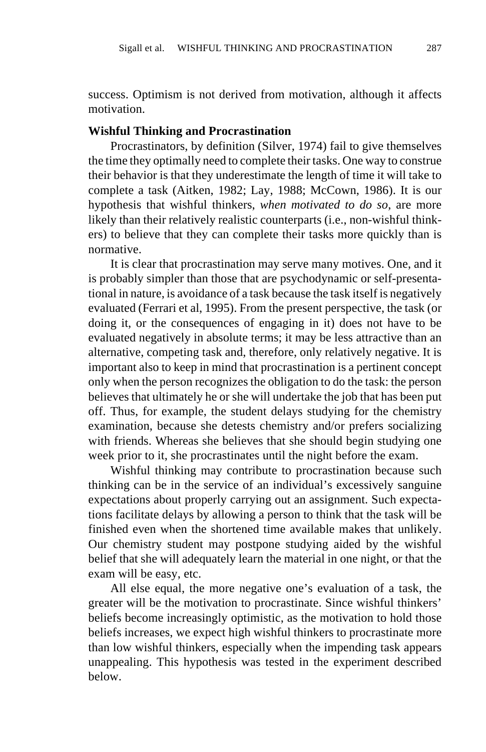success. Optimism is not derived from motivation, although it affects motivation.

### Wishful Thinking and Procrastination

Procrastinators, by definition (Silver, 1974) fail to give themselves the time they optimally need to complete their tasks. One way to construe their behavior is that they underestimate the length of time it will take to complete a task (Aitken, 1982; Lay, 1988; McCown, 1986). It is our hypothesis that wishful thinkers, *when motivated to do so*, are more likely than their relatively realistic counterparts (i.e., non-wishful thinkers) to believe that they can complete their tasks more quickly than is normative.

It is clear that procrastination may serve many motives. One, and it is probably simpler than those that are psychodynamic or self-presentational in nature, is avoidance of a task because the task itself is negatively evaluated (Ferrari et al, 1995). From the present perspective, the task (or doing it, or the consequences of engaging in it) does not have to be evaluated negatively in absolute terms; it may be less attractive than an alternative, competing task and, therefore, only relatively negative. It is important also to keep in mind that procrastination is a pertinent concept only when the person recognizes the obligation to do the task: the person believes that ultimately he or she will undertake the job that has been put off. Thus, for example, the student delays studying for the chemistry examination, because she detests chemistry and/or prefers socializing with friends. Whereas she believes that she should begin studying one week prior to it, she procrastinates until the night before the exam.

Wishful thinking may contribute to procrastination because such thinking can be in the service of an individual's excessively sanguine expectations about properly carrying out an assignment. Such expectations facilitate delays by allowing a person to think that the task will be finished even when the shortened time available makes that unlikely. Our chemistry student may postpone studying aided by the wishful belief that she will adequately learn the material in one night, or that the exam will be easy, etc.

All else equal, the more negative one's evaluation of a task, the greater will be the motivation to procrastinate. Since wishful thinkers' beliefs become increasingly optimistic, as the motivation to hold those beliefs increases, we expect high wishful thinkers to procrastinate more than low wishful thinkers, especially when the impending task appears unappealing. This hypothesis was tested in the experiment described below.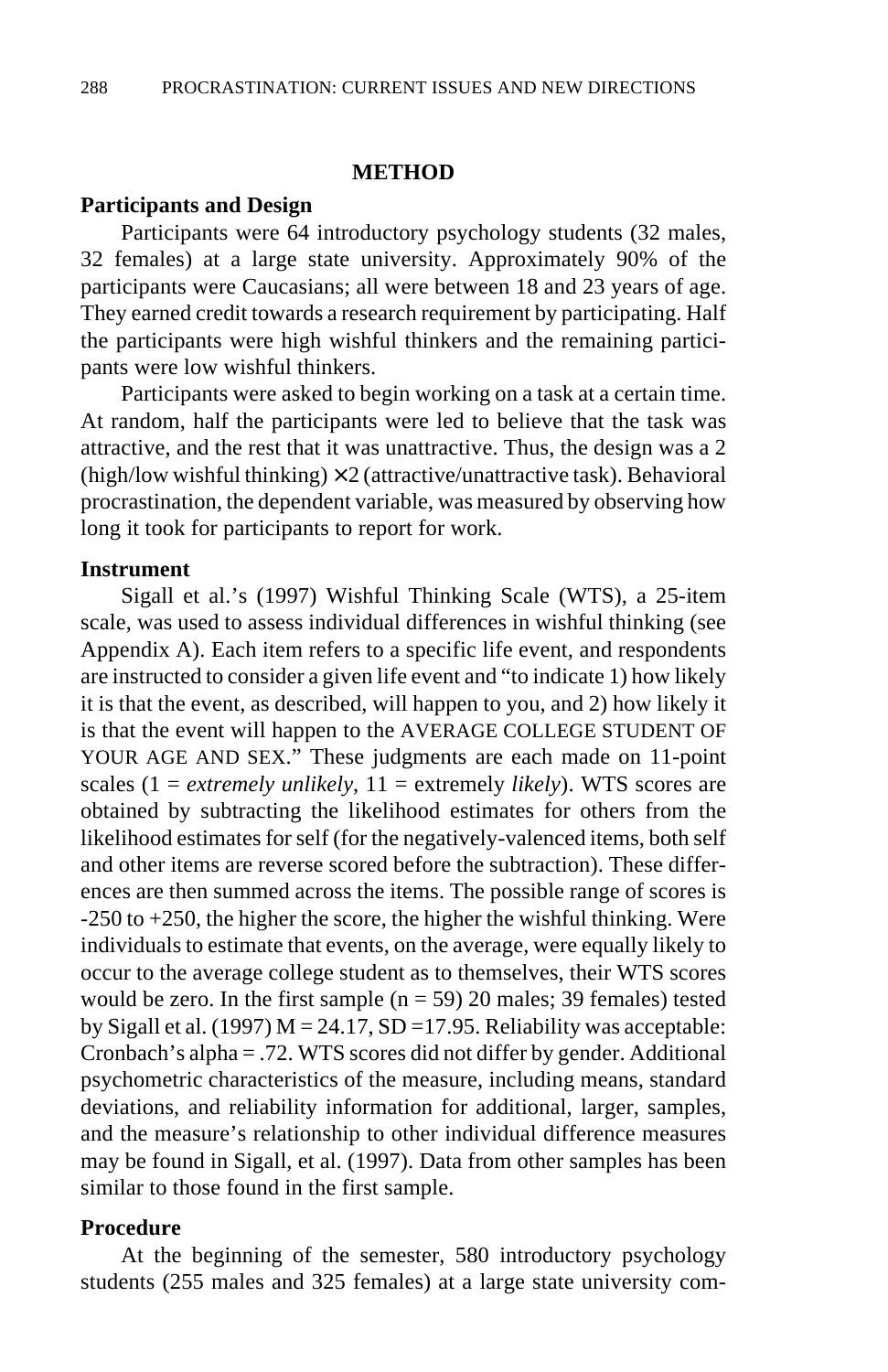## METHOD

### Participants and Design

Participants were 64 introductory psychology students (32 males, 32 females) at a large state university. Approximately 90% of the participants were Caucasians; all were between 18 and 23 years of age. They earned credit towards a research requirement by participating. Half the participants were high wishful thinkers and the remaining participants were low wishful thinkers.

Participants were asked to begin working on a task at a certain time. At random, half the participants were led to believe that the task was attractive, and the rest that it was unattractive. Thus, the design was a 2 (high/low wishful thinking) × 2 (attractive/unattractive task). Behavioral procrastination, the dependent variable, was measured by observing how long it took for participants to report for work.

### Instrument

Sigall et al.'s (1997) Wishful Thinking Scale (WTS), a 25-item scale, was used to assess individual differences in wishful thinking (see Appendix A). Each item refers to a specific life event, and respondents are instructed to consider a given life event and "to indicate 1) how likely it is that the event, as described, will happen to you, and 2) how likely it is that the event will happen to the AVERAGE COLLEGE STUDENT OF YOUR AGE AND SEX." These judgments are each made on 11-point scales (1 = *extremely unlikely*, 11 = extremely *likely*). WTS scores are obtained by subtracting the likelihood estimates for others from the likelihood estimates for self (for the negatively-valenced items, both self and other items are reverse scored before the subtraction). These differences are then summed across the items. The possible range of scores is -250 to +250, the higher the score, the higher the wishful thinking. Were individuals to estimate that events, on the average, were equally likely to occur to the average college student as to themselves, their WTS scores would be zero. In the first sample (n = 59) 20 males; 39 females) tested by Sigall et al. (1997) M = 24.17, SD =17.95. Reliability was acceptable: Cronbach's alpha = .72. WTS scores did not differ by gender. Additional psychometric characteristics of the measure, including means, standard deviations, and reliability information for additional, larger, samples, and the measure's relationship to other individual difference measures may be found in Sigall, et al. (1997). Data from other samples has been similar to those found in the first sample.

### Procedure

At the beginning of the semester, 580 introductory psychology students (255 males and 325 females) at a large state university com-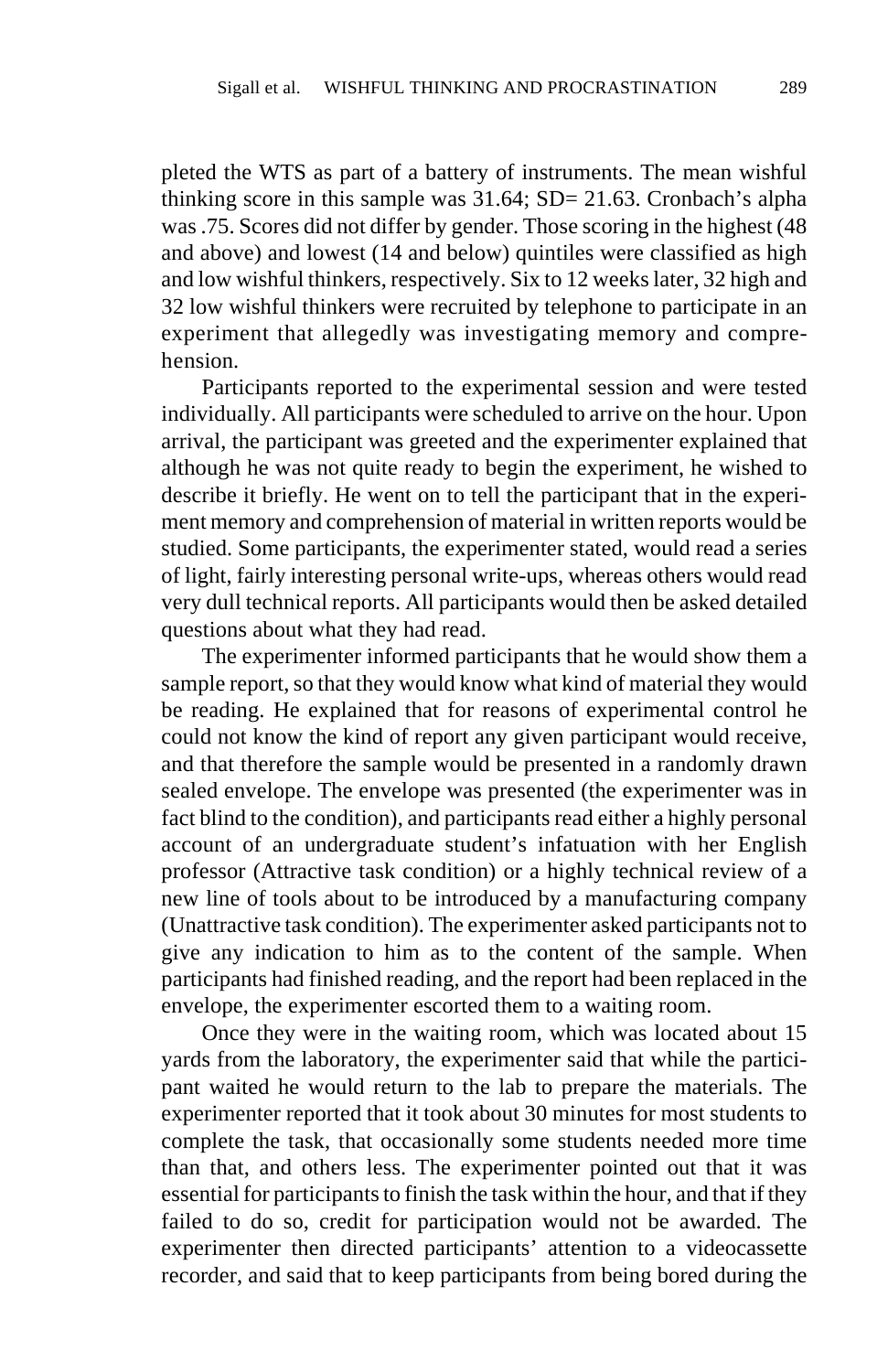pleted the WTS as part of a battery of instruments. The mean wishful thinking score in this sample was 31.64; SD= 21.63. Cronbach's alpha was .75. Scores did not differ by gender. Those scoring in the highest (48 and above) and lowest (14 and below) quintiles were classified as high and low wishful thinkers, respectively. Six to 12 weeks later, 32 high and 32 low wishful thinkers were recruited by telephone to participate in an experiment that allegedly was investigating memory and comprehension.

Participants reported to the experimental session and were tested individually. All participants were scheduled to arrive on the hour. Upon arrival, the participant was greeted and the experimenter explained that although he was not quite ready to begin the experiment, he wished to describe it briefly. He went on to tell the participant that in the experiment memory and comprehension of material in written reports would be studied. Some participants, the experimenter stated, would read a series of light, fairly interesting personal write-ups, whereas others would read very dull technical reports. All participants would then be asked detailed questions about what they had read.

The experimenter informed participants that he would show them a sample report, so that they would know what kind of material they would be reading. He explained that for reasons of experimental control he could not know the kind of report any given participant would receive, and that therefore the sample would be presented in a randomly drawn sealed envelope. The envelope was presented (the experimenter was in fact blind to the condition), and participants read either a highly personal account of an undergraduate student's infatuation with her English professor (Attractive task condition) or a highly technical review of a new line of tools about to be introduced by a manufacturing company (Unattractive task condition). The experimenter asked participants not to give any indication to him as to the content of the sample. When participants had finished reading, and the report had been replaced in the envelope, the experimenter escorted them to a waiting room.

Once they were in the waiting room, which was located about 15 yards from the laboratory, the experimenter said that while the participant waited he would return to the lab to prepare the materials. The experimenter reported that it took about 30 minutes for most students to complete the task, that occasionally some students needed more time than that, and others less. The experimenter pointed out that it was essential for participants to finish the task within the hour, and that if they failed to do so, credit for participation would not be awarded. The experimenter then directed participants' attention to a videocassette recorder, and said that to keep participants from being bored during the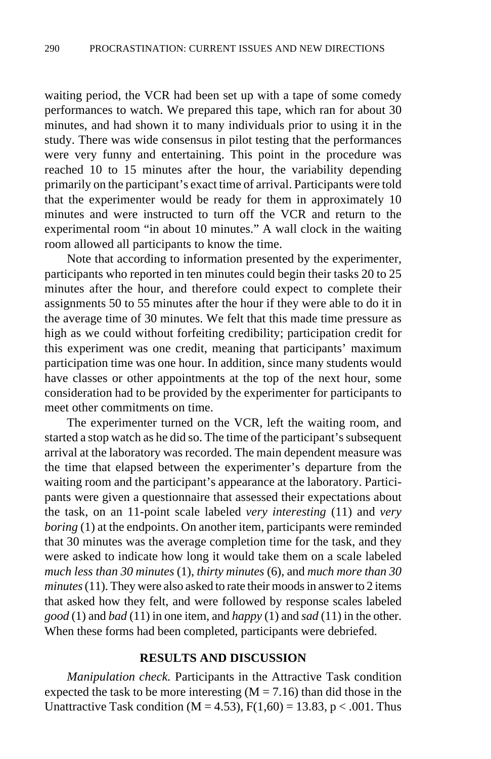waiting period, the VCR had been set up with a tape of some comedy performances to watch. We prepared this tape, which ran for about 30 minutes, and had shown it to many individuals prior to using it in the study. There was wide consensus in pilot testing that the performances were very funny and entertaining. This point in the procedure was reached 10 to 15 minutes after the hour, the variability depending primarily on the participant's exact time of arrival. Participants were told that the experimenter would be ready for them in approximately 10 minutes and were instructed to turn off the VCR and return to the experimental room "in about 10 minutes." A wall clock in the waiting room allowed all participants to know the time.

Note that according to information presented by the experimenter, participants who reported in ten minutes could begin their tasks 20 to 25 minutes after the hour, and therefore could expect to complete their assignments 50 to 55 minutes after the hour if they were able to do it in the average time of 30 minutes. We felt that this made time pressure as high as we could without forfeiting credibility; participation credit for this experiment was one credit, meaning that participants' maximum participation time was one hour. In addition, since many students would have classes or other appointments at the top of the next hour, some consideration had to be provided by the experimenter for participants to meet other commitments on time.

The experimenter turned on the VCR, left the waiting room, and started a stop watch as he did so. The time of the participant's subsequent arrival at the laboratory was recorded. The main dependent measure was the time that elapsed between the experimenter's departure from the waiting room and the participant's appearance at the laboratory. Participants were given a questionnaire that assessed their expectations about the task, on an 11-point scale labeled *very interesting* (11) and *very boring* (1) at the endpoints. On another item, participants were reminded that 30 minutes was the average completion time for the task, and they were asked to indicate how long it would take them on a scale labeled *much less than 30 minutes* (1), *thirty minutes* (6), and *much more than 30 minutes* (11). They were also asked to rate their moods in answer to 2 items that asked how they felt, and were followed by response scales labeled *good* (1) and *bad* (11) in one item, and *happy* (1) and *sad* (11) in the other. When these forms had been completed, participants were debriefed.

## RESULTS AND DISCUSSION

*Manipulation check.* Participants in the Attractive Task condition expected the task to be more interesting ($M = 7.16$) than did those in the Unattractive Task condition ($M = 4.53$), $F(1,60) = 13.83$, $p < .001$. Thus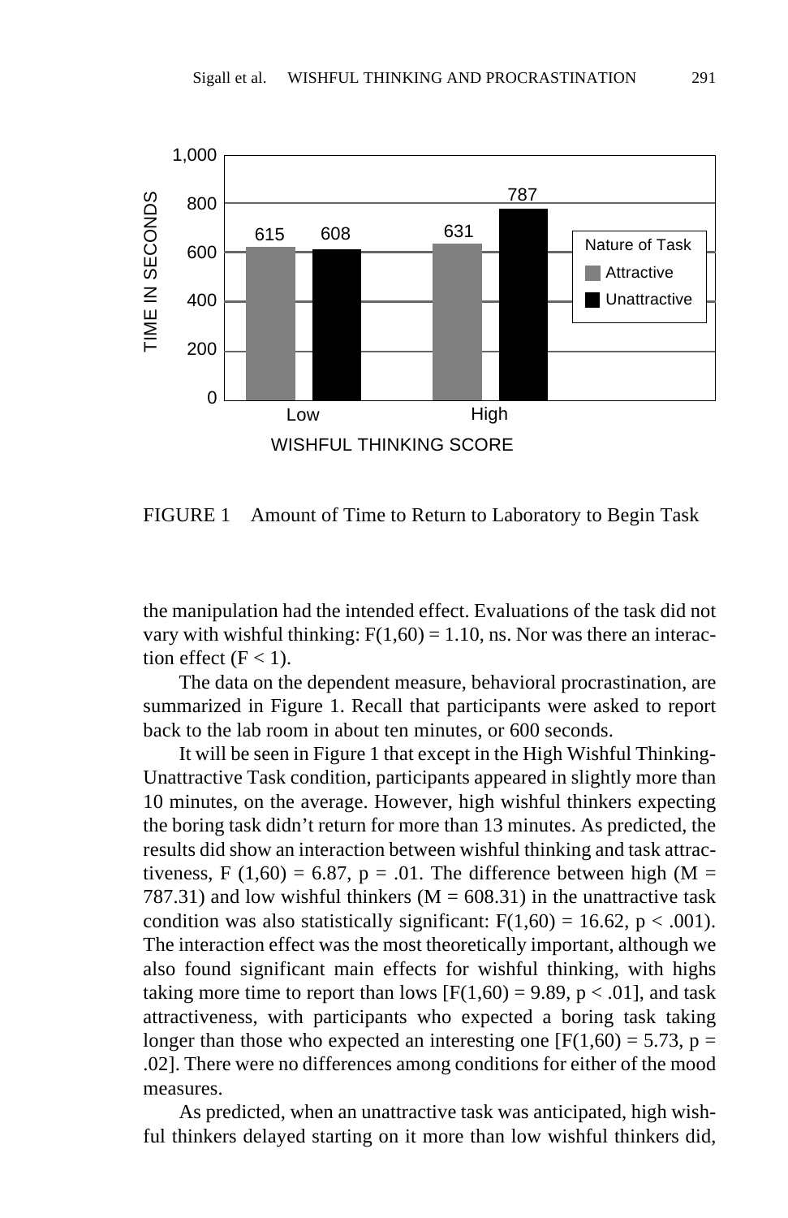FIGURE 1 Amount of Time to Return to Laboratory to Begin Task

the manipulation had the intended effect. Evaluations of the task did not vary with wishful thinking: $F(1,60) = 1.10$, ns. Nor was there an interaction effect ($F < 1$).

The data on the dependent measure, behavioral procrastination, are summarized in Figure 1. Recall that participants were asked to report back to the lab room in about ten minutes, or 600 seconds.

It will be seen in Figure 1 that except in the High Wishful Thinking-Unattractive Task condition, participants appeared in slightly more than 10 minutes, on the average. However, high wishful thinkers expecting the boring task didn't return for more than 13 minutes. As predicted, the results did show an interaction between wishful thinking and task attractiveness, $F(1,60) = 6.87$, $p = .01$. The difference between high ($M = 787.31$) and low wishful thinkers ($M = 608.31$) in the unattractive task condition was also statistically significant: $F(1,60) = 16.62$, $p < .001$). The interaction effect was the most theoretically important, although we also found significant main effects for wishful thinking, with highs taking more time to report than lows [$F(1,60) = 9.89$, $p < .01$], and task attractiveness, with participants who expected a boring task taking longer than those who expected an interesting one [$F(1,60) = 5.73$, $p = .02$]. There were no differences among conditions for either of the mood measures.

As predicted, when an unattractive task was anticipated, high wishful thinkers delayed starting on it more than low wishful thinkers did,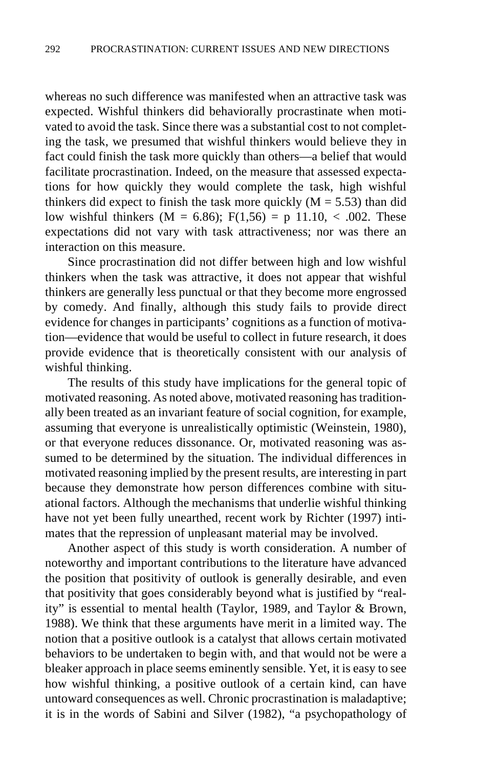whereas no such difference was manifested when an attractive task was expected. Wishful thinkers did behaviorally procrastinate when motivated to avoid the task. Since there was a substantial cost to not completing the task, we presumed that wishful thinkers would believe they in fact could finish the task more quickly than others—a belief that would facilitate procrastination. Indeed, on the measure that assessed expectations for how quickly they would complete the task, high wishful thinkers did expect to finish the task more quickly ($M = 5.53$) than did low wishful thinkers ($M = 6.86$); $F(1,56) =$ p $11.10, < .002$. These expectations did not vary with task attractiveness; nor was there an interaction on this measure.

Since procrastination did not differ between high and low wishful thinkers when the task was attractive, it does not appear that wishful thinkers are generally less punctual or that they become more engrossed by comedy. And finally, although this study fails to provide direct evidence for changes in participants' cognitions as a function of motivation—evidence that would be useful to collect in future research, it does provide evidence that is theoretically consistent with our analysis of wishful thinking.

The results of this study have implications for the general topic of motivated reasoning. As noted above, motivated reasoning has traditionally been treated as an invariant feature of social cognition, for example, assuming that everyone is unrealistically optimistic (Weinstein, 1980), or that everyone reduces dissonance. Or, motivated reasoning was assumed to be determined by the situation. The individual differences in motivated reasoning implied by the present results, are interesting in part because they demonstrate how person differences combine with situational factors. Although the mechanisms that underlie wishful thinking have not yet been fully unearthed, recent work by Richter (1997) intimates that the repression of unpleasant material may be involved.

Another aspect of this study is worth consideration. A number of noteworthy and important contributions to the literature have advanced the position that positivity of outlook is generally desirable, and even that positivity that goes considerably beyond what is justified by "reality" is essential to mental health (Taylor, 1989, and Taylor & Brown, 1988). We think that these arguments have merit in a limited way. The notion that a positive outlook is a catalyst that allows certain motivated behaviors to be undertaken to begin with, and that would not be were a bleaker approach in place seems eminently sensible. Yet, it is easy to see how wishful thinking, a positive outlook of a certain kind, can have untoward consequences as well. Chronic procrastination is maladaptive; it is in the words of Sabini and Silver (1982), "a psychopathology of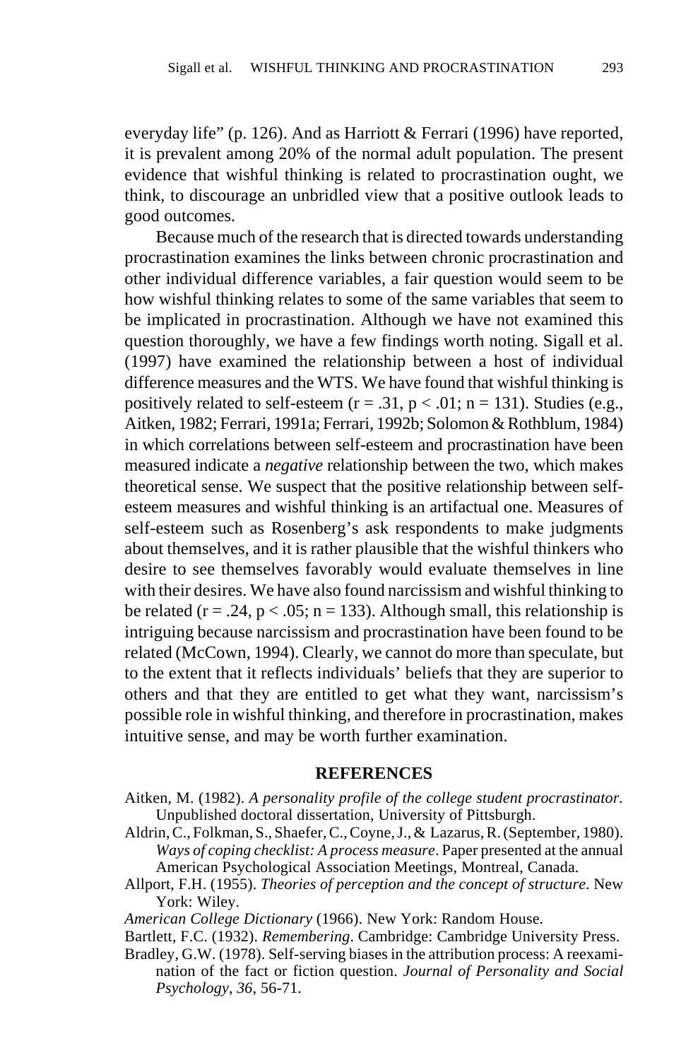everyday life" (p. 126). And as Harriott & Ferrari (1996) have reported, it is prevalent among 20% of the normal adult population. The present evidence that wishful thinking is related to procrastination ought, we think, to discourage an unbridled view that a positive outlook leads to good outcomes.

Because much of the research that is directed towards understanding procrastination examines the links between chronic procrastination and other individual difference variables, a fair question would seem to be how wishful thinking relates to some of the same variables that seem to be implicated in procrastination. Although we have not examined this question thoroughly, we have a few findings worth noting. Sigall et al. (1997) have examined the relationship between a host of individual difference measures and the WTS. We have found that wishful thinking is positively related to self-esteem ($r = .31$, $p < .01$; $n = 131$). Studies (e.g., Aitken, 1982; Ferrari, 1991a; Ferrari, 1992b; Solomon & Rothblum, 1984) in which correlations between self-esteem and procrastination have been measured indicate a *negative* relationship between the two, which makes theoretical sense. We suspect that the positive relationship between self-esteem measures and wishful thinking is an artifactual one. Measures of self-esteem such as Rosenberg's ask respondents to make judgments about themselves, and it is rather plausible that the wishful thinkers who desire to see themselves favorably would evaluate themselves in line with their desires. We have also found narcissism and wishful thinking to be related ($r = .24$, $p < .05$; $n = 133$). Although small, this relationship is intriguing because narcissism and procrastination have been found to be related (McCown, 1994). Clearly, we cannot do more than speculate, but to the extent that it reflects individuals' beliefs that they are superior to others and that they are entitled to get what they want, narcissism's possible role in wishful thinking, and therefore in procrastination, makes intuitive sense, and may be worth further examination.

## REFERENCES

Aitken, M. (1982). *A personality profile of the college student procrastinator.* Unpublished doctoral dissertation, University of Pittsburgh.

Aldrin, C., Folkman, S., Shaefer, C., Coyne, J., & Lazarus, R. (September, 1980). *Ways of coping checklist: A process measure*. Paper presented at the annual American Psychological Association Meetings, Montreal, Canada.

Allport, F.H. (1955). *Theories of perception and the concept of structure*. New York: Wiley.

*American College Dictionary* (1966). New York: Random House.

Bartlett, F.C. (1932). *Remembering*. Cambridge: Cambridge University Press.

Bradley, G.W. (1978). Self-serving biases in the attribution process: A reexamination of the fact or fiction question. *Journal of Personality and Social Psychology*, *36*, 56-71.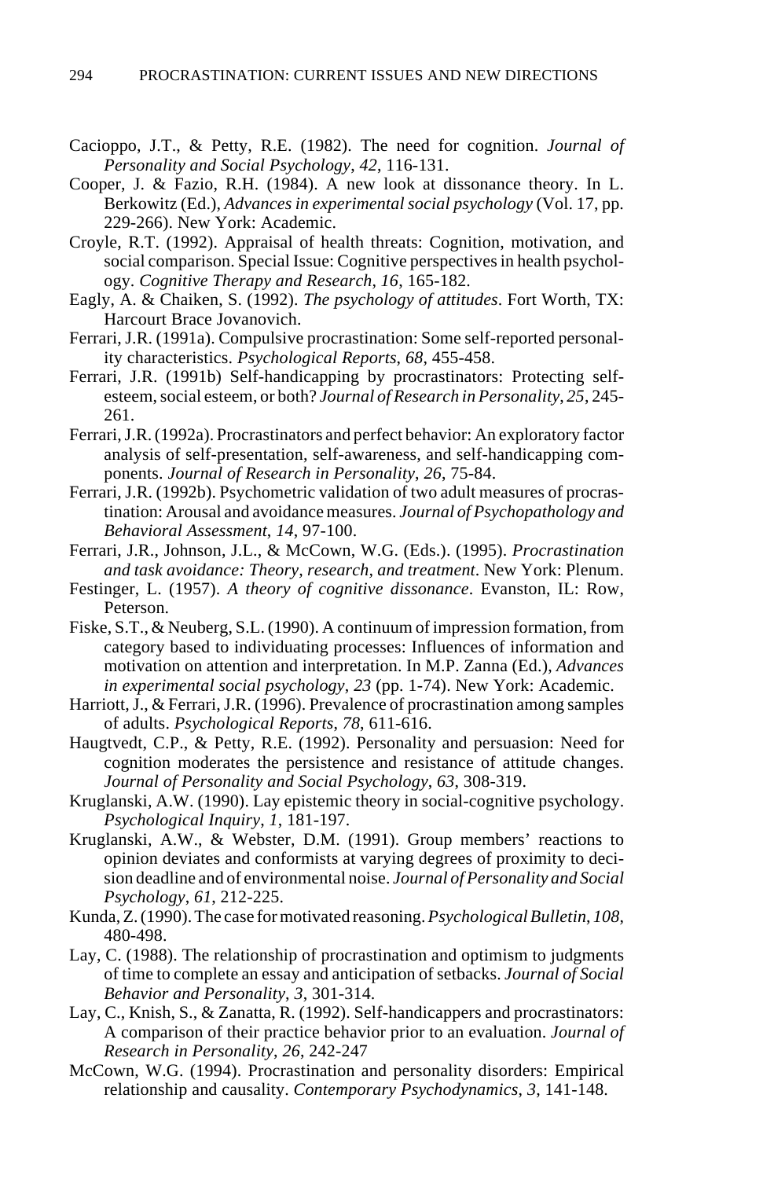Cacioppo, J.T., & Petty, R.E. (1982). The need for cognition. *Journal of Personality and Social Psychology*, *42*, 116-131.

Cooper, J. & Fazio, R.H. (1984). A new look at dissonance theory. In L. Berkowitz (Ed.), *Advances in experimental social psychology* (Vol. 17, pp. 229-266). New York: Academic.

Croyle, R.T. (1992). Appraisal of health threats: Cognition, motivation, and social comparison. Special Issue: Cognitive perspectives in health psychology. *Cognitive Therapy and Research*, *16*, 165-182.

Eagly, A. & Chaiken, S. (1992). *The psychology of attitudes*. Fort Worth, TX: Harcourt Brace Jovanovich.

Ferrari, J.R. (1991a). Compulsive procrastination: Some self-reported personality characteristics. *Psychological Reports*, *68*, 455-458.

Ferrari, J.R. (1991b) Self-handicapping by procrastinators: Protecting self-esteem, social esteem, or both? *Journal of Research in Personality*, *25*, 245-261.

Ferrari, J.R. (1992a). Procrastinators and perfect behavior: An exploratory factor analysis of self-presentation, self-awareness, and self-handicapping components. *Journal of Research in Personality*, *26*, 75-84.

Ferrari, J.R. (1992b). Psychometric validation of two adult measures of procrastination: Arousal and avoidance measures. *Journal of Psychopathology and Behavioral Assessment*, *14*, 97-100.

Ferrari, J.R., Johnson, J.L., & McCown, W.G. (Eds.). (1995). *Procrastination and task avoidance: Theory, research, and treatment*. New York: Plenum.

Festinger, L. (1957). *A theory of cognitive dissonance*. Evanston, IL: Row, Peterson.

Fiske, S.T., & Neuberg, S.L. (1990). A continuum of impression formation, from category based to individuating processes: Influences of information and motivation on attention and interpretation. In M.P. Zanna (Ed.), *Advances in experimental social psychology*, *23* (pp. 1-74). New York: Academic.

Harriott, J., & Ferrari, J.R. (1996). Prevalence of procrastination among samples of adults. *Psychological Reports*, *78*, 611-616.

Haugtvedt, C.P., & Petty, R.E. (1992). Personality and persuasion: Need for cognition moderates the persistence and resistance of attitude changes. *Journal of Personality and Social Psychology*, *63*, 308-319.

Kruglanski, A.W. (1990). Lay epistemic theory in social-cognitive psychology. *Psychological Inquiry*, *1*, 181-197.

Kruglanski, A.W., & Webster, D.M. (1991). Group members' reactions to opinion deviates and conformists at varying degrees of proximity to decision deadline and of environmental noise. *Journal of Personality and Social Psychology*, *61*, 212-225.

Kunda, Z. (1990). The case for motivated reasoning. *Psychological Bulletin*, *108*, 480-498.

Lay, C. (1988). The relationship of procrastination and optimism to judgments of time to complete an essay and anticipation of setbacks. *Journal of Social Behavior and Personality*, *3*, 301-314.

Lay, C., Knish, S., & Zanatta, R. (1992). Self-handicappers and procrastinators: A comparison of their practice behavior prior to an evaluation. *Journal of Research in Personality*, *26*, 242-247

McCown, W.G. (1994). Procrastination and personality disorders: Empirical relationship and causality. *Contemporary Psychodynamics*, *3*, 141-148.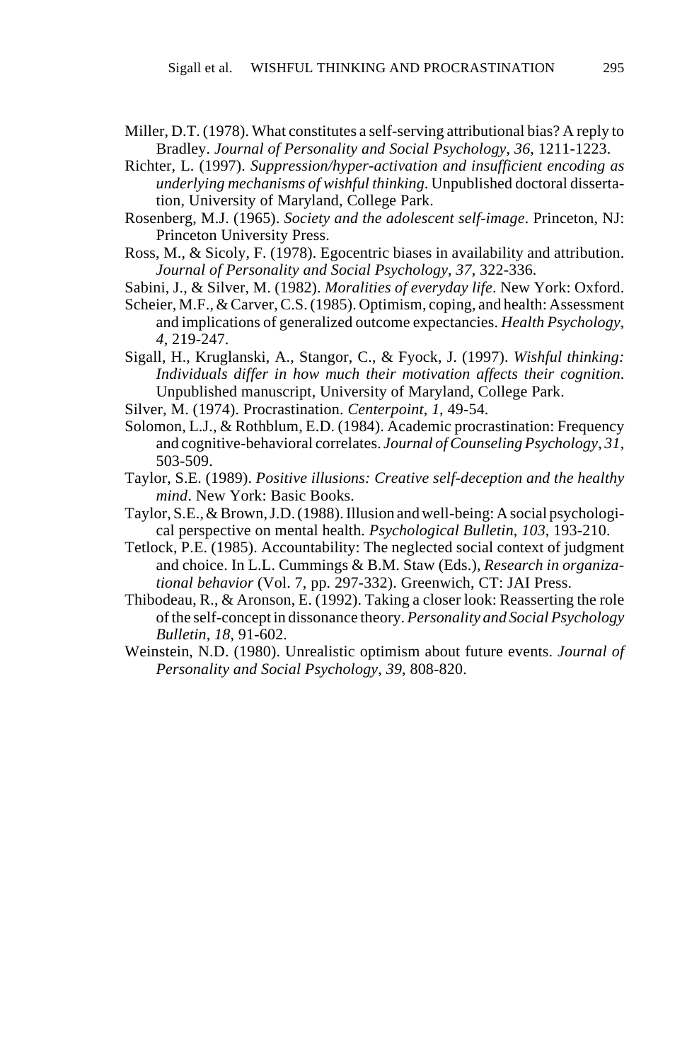Miller, D.T. (1978). What constitutes a self-serving attributional bias? A reply to Bradley. *Journal of Personality and Social Psychology*, *36*, 1211-1223.

Richter, L. (1997). *Suppression/hyper-activation and insufficient encoding as underlying mechanisms of wishful thinking*. Unpublished doctoral dissertation, University of Maryland, College Park.

Rosenberg, M.J. (1965). *Society and the adolescent self-image*. Princeton, NJ: Princeton University Press.

Ross, M., & Sicoly, F. (1978). Egocentric biases in availability and attribution. *Journal of Personality and Social Psychology*, *37*, 322-336.

Sabini, J., & Silver, M. (1982). *Moralities of everyday life*. New York: Oxford.

Scheier, M.F., & Carver, C.S. (1985). Optimism, coping, and health: Assessment and implications of generalized outcome expectancies. *Health Psychology*, *4*, 219-247.

Sigall, H., Kruglanski, A., Stangor, C., & Fyock, J. (1997). *Wishful thinking: Individuals differ in how much their motivation affects their cognition*. Unpublished manuscript, University of Maryland, College Park.

Silver, M. (1974). Procrastination. *Centerpoint*, *1*, 49-54.

Solomon, L.J., & Rothblum, E.D. (1984). Academic procrastination: Frequency and cognitive-behavioral correlates. *Journal of Counseling Psychology*, *31*, 503-509.

Taylor, S.E. (1989). *Positive illusions: Creative self-deception and the healthy mind*. New York: Basic Books.

Taylor, S.E., & Brown, J.D. (1988). Illusion and well-being: A social psychological perspective on mental health. *Psychological Bulletin*, *103*, 193-210.

Tetlock, P.E. (1985). Accountability: The neglected social context of judgment and choice. In L.L. Cummings & B.M. Staw (Eds.), *Research in organizational behavior* (Vol. 7, pp. 297-332). Greenwich, CT: JAI Press.

Thibodeau, R., & Aronson, E. (1992). Taking a closer look: Reasserting the role of the self-concept in dissonance theory. *Personality and Social Psychology Bulletin*, *18*, 91-602.

Weinstein, N.D. (1980). Unrealistic optimism about future events. *Journal of Personality and Social Psychology*, *39*, 808-820.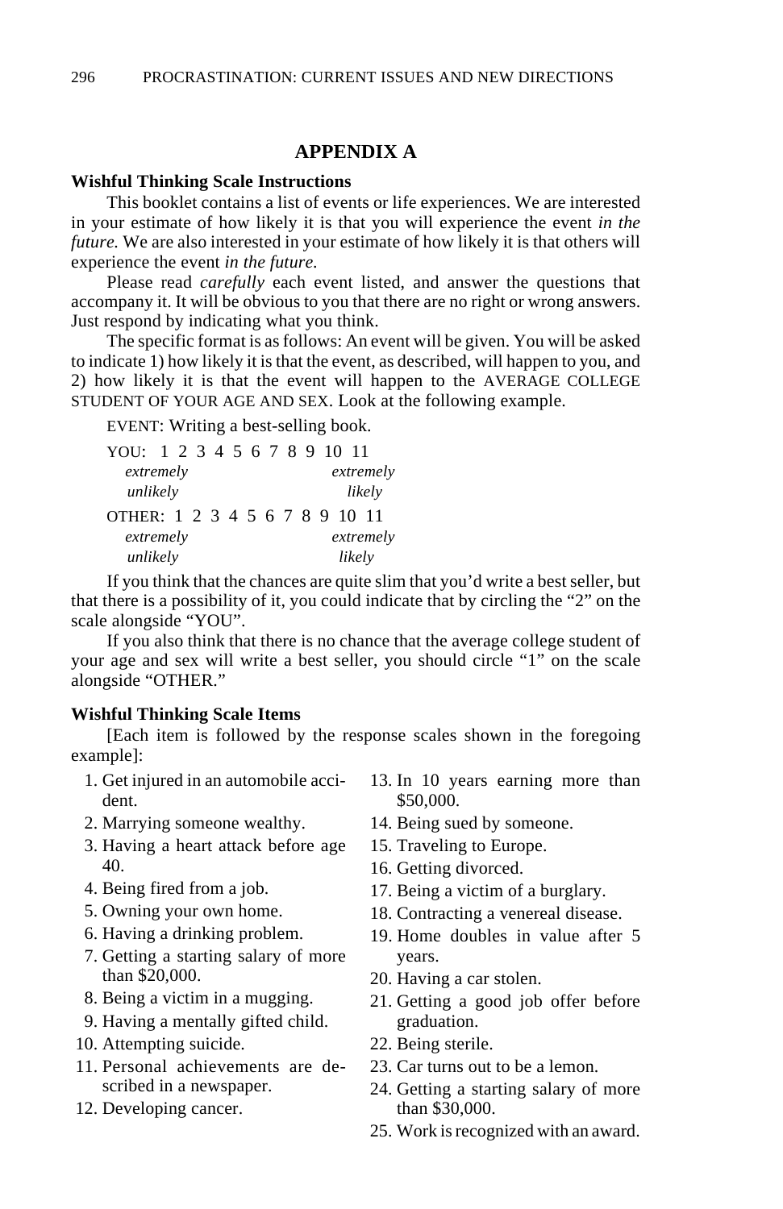## APPENDIX A

**Wishful Thinking Scale Instructions**

This booklet contains a list of events or life experiences. We are interested in your estimate of how likely it is that you will experience the event *in the future.* We are also interested in your estimate of how likely it is that others will experience the event *in the future.*

Please read *carefully* each event listed, and answer the questions that accompany it. It will be obvious to you that there are no right or wrong answers. Just respond by indicating what you think.

The specific format is as follows: An event will be given. You will be asked to indicate 1) how likely it is that the event, as described, will happen to you, and 2) how likely it is that the event will happen to the AVERAGE COLLEGE STUDENT OF YOUR AGE AND SEX. Look at the following example.

EVENT: Writing a best-selling book.

YOU: 1 2 3 4 5 6 7 8 9 10 11
*extremely unlikely* ... *extremely likely*

OTHER: 1 2 3 4 5 6 7 8 9 10 11
*extremely unlikely* ... *extremely likely*

If you think that the chances are quite slim that you'd write a best seller, but that there is a possibility of it, you could indicate that by circling the "2" on the scale alongside "YOU".

If you also think that there is no chance that the average college student of your age and sex will write a best seller, you should circle "1" on the scale alongside "OTHER."

**Wishful Thinking Scale Items**

[Each item is followed by the response scales shown in the foregoing example]:

1. Get injured in an automobile accident.
2. Marrying someone wealthy.
3. Having a heart attack before age 40.
4. Being fired from a job.
5. Owning your own home.
6. Having a drinking problem.
7. Getting a starting salary of more than $20,000.
8. Being a victim in a mugging.
9. Having a mentally gifted child.
10. Attempting suicide.
11. Personal achievements are described in a newspaper.
12. Developing cancer.
13. In 10 years earning more than $50,000.
14. Being sued by someone.
15. Traveling to Europe.
16. Getting divorced.
17. Being a victim of a burglary.
18. Contracting a venereal disease.
19. Home doubles in value after 5 years.
20. Having a car stolen.
21. Getting a good job offer before graduation.
22. Being sterile.
23. Car turns out to be a lemon.
24. Getting a starting salary of more than $30,000.
25. Work is recognized with an award.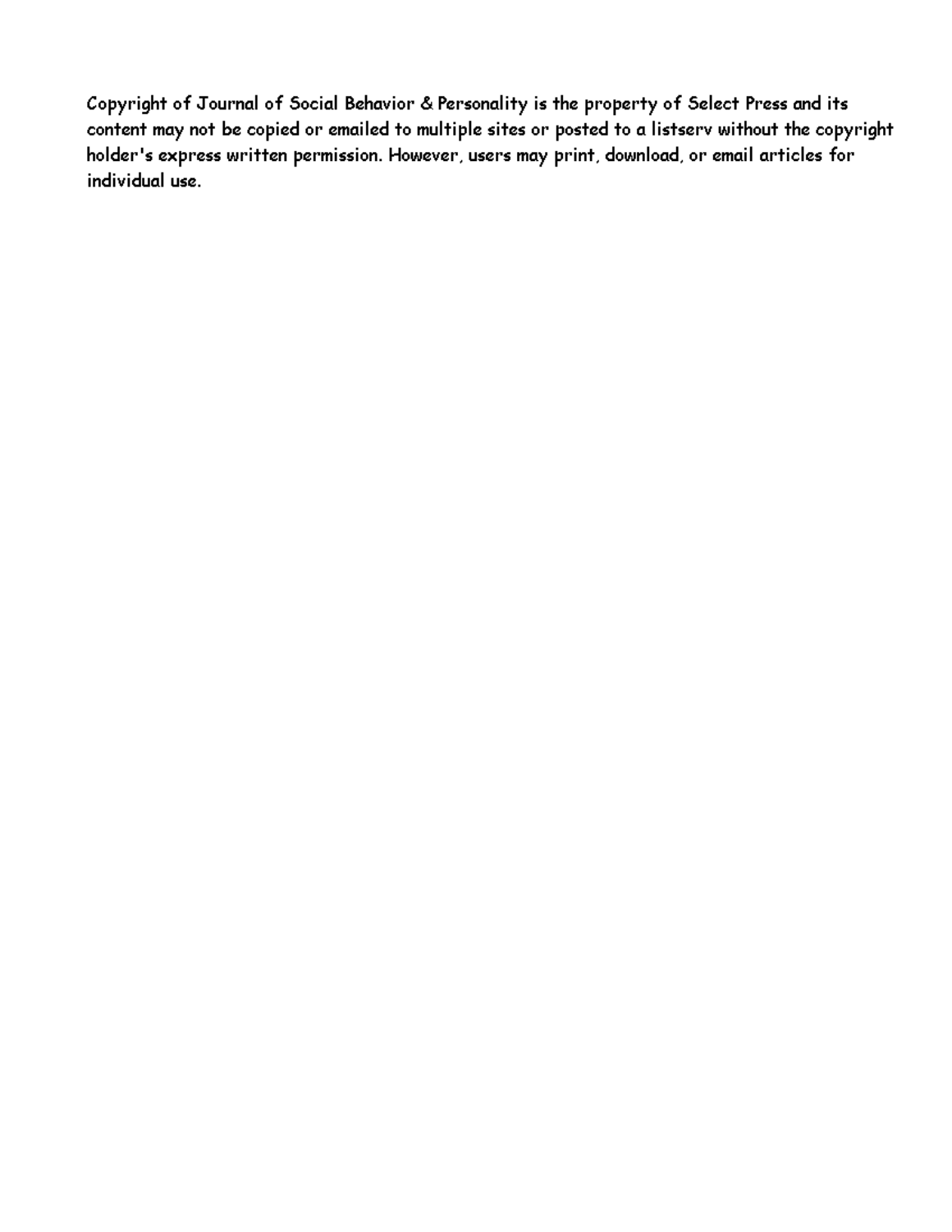Copyright of Journal of Social Behavior & Personality is the property of Select Press and its content may not be copied or emailed to multiple sites or posted to a listserv without the copyright holder's express written permission. However, users may print, download, or email articles for individual use.